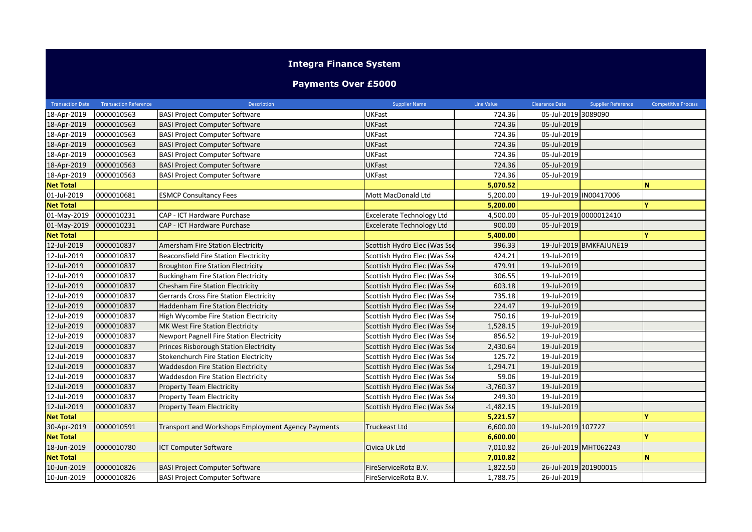# Integra Finance System

## Payments Over £5000

| Transaction Date | Transaction Reference | Description | Supplier Name | Line Value | Clearance Date | Supplier Reference | Competitive Process |
|---|---|---|---|---|---|---|---|
| 18-Apr-2019 | 0000010563 | BASI Project Computer Software | UKFast | 724.36 | 05-Jul-2019 | 3089090 | |
| 18-Apr-2019 | 0000010563 | BASI Project Computer Software | UKFast | 724.36 | 05-Jul-2019 | | |
| 18-Apr-2019 | 0000010563 | BASI Project Computer Software | UKFast | 724.36 | 05-Jul-2019 | | |
| 18-Apr-2019 | 0000010563 | BASI Project Computer Software | UKFast | 724.36 | 05-Jul-2019 | | |
| 18-Apr-2019 | 0000010563 | BASI Project Computer Software | UKFast | 724.36 | 05-Jul-2019 | | |
| 18-Apr-2019 | 0000010563 | BASI Project Computer Software | UKFast | 724.36 | 05-Jul-2019 | | |
| 18-Apr-2019 | 0000010563 | BASI Project Computer Software | UKFast | 724.36 | 05-Jul-2019 | | |
| **Net Total** | | | | **5,070.52** | | | **N** |
| 01-Jul-2019 | 0000010681 | ESMCP Consultancy Fees | Mott MacDonald Ltd | 5,200.00 | 19-Jul-2019 | IN00417006 | |
| **Net Total** | | | | **5,200.00** | | | **Y** |
| 01-May-2019 | 0000010231 | CAP - ICT Hardware Purchase | Excelerate Technology Ltd | 4,500.00 | 05-Jul-2019 | 0000012410 | |
| 01-May-2019 | 0000010231 | CAP - ICT Hardware Purchase | Excelerate Technology Ltd | 900.00 | 05-Jul-2019 | | |
| **Net Total** | | | | **5,400.00** | | | **Y** |
| 12-Jul-2019 | 0000010837 | Amersham Fire Station Electricity | Scottish Hydro Elec (Was Sse | 396.33 | 19-Jul-2019 | BMKFAJUNE19 | |
| 12-Jul-2019 | 0000010837 | Beaconsfield Fire Station Electricity | Scottish Hydro Elec (Was Sse | 424.21 | 19-Jul-2019 | | |
| 12-Jul-2019 | 0000010837 | Broughton Fire Station Electricity | Scottish Hydro Elec (Was Sse | 479.91 | 19-Jul-2019 | | |
| 12-Jul-2019 | 0000010837 | Buckingham Fire Station Electricity | Scottish Hydro Elec (Was Sse | 306.55 | 19-Jul-2019 | | |
| 12-Jul-2019 | 0000010837 | Chesham Fire Station Electricity | Scottish Hydro Elec (Was Sse | 603.18 | 19-Jul-2019 | | |
| 12-Jul-2019 | 0000010837 | Gerrards Cross Fire Station Electricity | Scottish Hydro Elec (Was Sse | 735.18 | 19-Jul-2019 | | |
| 12-Jul-2019 | 0000010837 | Haddenham Fire Station Electricity | Scottish Hydro Elec (Was Sse | 224.47 | 19-Jul-2019 | | |
| 12-Jul-2019 | 0000010837 | High Wycombe Fire Station Electricity | Scottish Hydro Elec (Was Sse | 750.16 | 19-Jul-2019 | | |
| 12-Jul-2019 | 0000010837 | MK West Fire Station Electricity | Scottish Hydro Elec (Was Sse | 1,528.15 | 19-Jul-2019 | | |
| 12-Jul-2019 | 0000010837 | Newport Pagnell Fire Station Electricity | Scottish Hydro Elec (Was Sse | 856.52 | 19-Jul-2019 | | |
| 12-Jul-2019 | 0000010837 | Princes Risborough Station Electricity | Scottish Hydro Elec (Was Sse | 2,430.64 | 19-Jul-2019 | | |
| 12-Jul-2019 | 0000010837 | Stokenchurch Fire Station Electricity | Scottish Hydro Elec (Was Sse | 125.72 | 19-Jul-2019 | | |
| 12-Jul-2019 | 0000010837 | Waddesdon Fire Station Electricity | Scottish Hydro Elec (Was Sse | 1,294.71 | 19-Jul-2019 | | |
| 12-Jul-2019 | 0000010837 | Waddesdon Fire Station Electricity | Scottish Hydro Elec (Was Sse | 59.06 | 19-Jul-2019 | | |
| 12-Jul-2019 | 0000010837 | Property Team Electricity | Scottish Hydro Elec (Was Sse | -3,760.37 | 19-Jul-2019 | | |
| 12-Jul-2019 | 0000010837 | Property Team Electricity | Scottish Hydro Elec (Was Sse | 249.30 | 19-Jul-2019 | | |
| 12-Jul-2019 | 0000010837 | Property Team Electricity | Scottish Hydro Elec (Was Sse | -1,482.15 | 19-Jul-2019 | | |
| **Net Total** | | | | **5,221.57** | | | **Y** |
| 30-Apr-2019 | 0000010591 | Transport and Workshops Employment Agency Payments | Truckeast Ltd | 6,600.00 | 19-Jul-2019 | 107727 | |
| **Net Total** | | | | **6,600.00** | | | **Y** |
| 18-Jun-2019 | 0000010780 | ICT Computer Software | Civica Uk Ltd | 7,010.82 | 26-Jul-2019 | MHT062243 | |
| **Net Total** | | | | **7,010.82** | | | **N** |
| 10-Jun-2019 | 0000010826 | BASI Project Computer Software | FireServiceRota B.V. | 1,822.50 | 26-Jul-2019 | 201900015 | |
| 10-Jun-2019 | 0000010826 | BASI Project Computer Software | FireServiceRota B.V. | 1,788.75 | 26-Jul-2019 | | |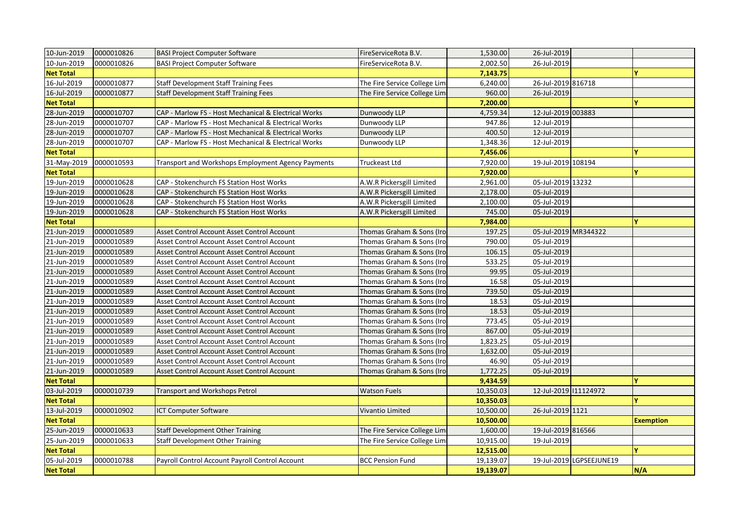| | | | | | | | |
|---|---|---|---|---|---|---|---|
| 10-Jun-2019 | 0000010826 | BASI Project Computer Software | FireServiceRota B.V. | 1,530.00 | 26-Jul-2019 | | |
| 10-Jun-2019 | 0000010826 | BASI Project Computer Software | FireServiceRota B.V. | 2,002.50 | 26-Jul-2019 | | |
| **Net Total** | | | | **7,143.75** | | | **Y** |
| 16-Jul-2019 | 0000010877 | Staff Development Staff Training Fees | The Fire Service College Lim | 6,240.00 | 26-Jul-2019 | 816718 | |
| 16-Jul-2019 | 0000010877 | Staff Development Staff Training Fees | The Fire Service College Lim | 960.00 | 26-Jul-2019 | | |
| **Net Total** | | | | **7,200.00** | | | **Y** |
| 28-Jun-2019 | 0000010707 | CAP - Marlow FS - Host Mechanical & Electrical Works | Dunwoody LLP | 4,759.34 | 12-Jul-2019 | 003883 | |
| 28-Jun-2019 | 0000010707 | CAP - Marlow FS - Host Mechanical & Electrical Works | Dunwoody LLP | 947.86 | 12-Jul-2019 | | |
| 28-Jun-2019 | 0000010707 | CAP - Marlow FS - Host Mechanical & Electrical Works | Dunwoody LLP | 400.50 | 12-Jul-2019 | | |
| 28-Jun-2019 | 0000010707 | CAP - Marlow FS - Host Mechanical & Electrical Works | Dunwoody LLP | 1,348.36 | 12-Jul-2019 | | |
| **Net Total** | | | | **7,456.06** | | | **Y** |
| 31-May-2019 | 0000010593 | Transport and Workshops Employment Agency Payments | Truckeast Ltd | 7,920.00 | 19-Jul-2019 | 108194 | |
| **Net Total** | | | | **7,920.00** | | | **Y** |
| 19-Jun-2019 | 0000010628 | CAP - Stokenchurch FS Station Host Works | A.W.R Pickersgill Limited | 2,961.00 | 05-Jul-2019 | 13232 | |
| 19-Jun-2019 | 0000010628 | CAP - Stokenchurch FS Station Host Works | A.W.R Pickersgill Limited | 2,178.00 | 05-Jul-2019 | | |
| 19-Jun-2019 | 0000010628 | CAP - Stokenchurch FS Station Host Works | A.W.R Pickersgill Limited | 2,100.00 | 05-Jul-2019 | | |
| 19-Jun-2019 | 0000010628 | CAP - Stokenchurch FS Station Host Works | A.W.R Pickersgill Limited | 745.00 | 05-Jul-2019 | | |
| **Net Total** | | | | **7,984.00** | | | **Y** |
| 21-Jun-2019 | 0000010589 | Asset Control Account Asset Control Account | Thomas Graham & Sons (Iro | 197.25 | 05-Jul-2019 | MR344322 | |
| 21-Jun-2019 | 0000010589 | Asset Control Account Asset Control Account | Thomas Graham & Sons (Iro | 790.00 | 05-Jul-2019 | | |
| 21-Jun-2019 | 0000010589 | Asset Control Account Asset Control Account | Thomas Graham & Sons (Iro | 106.15 | 05-Jul-2019 | | |
| 21-Jun-2019 | 0000010589 | Asset Control Account Asset Control Account | Thomas Graham & Sons (Iro | 533.25 | 05-Jul-2019 | | |
| 21-Jun-2019 | 0000010589 | Asset Control Account Asset Control Account | Thomas Graham & Sons (Iro | 99.95 | 05-Jul-2019 | | |
| 21-Jun-2019 | 0000010589 | Asset Control Account Asset Control Account | Thomas Graham & Sons (Iro | 16.58 | 05-Jul-2019 | | |
| 21-Jun-2019 | 0000010589 | Asset Control Account Asset Control Account | Thomas Graham & Sons (Iro | 739.50 | 05-Jul-2019 | | |
| 21-Jun-2019 | 0000010589 | Asset Control Account Asset Control Account | Thomas Graham & Sons (Iro | 18.53 | 05-Jul-2019 | | |
| 21-Jun-2019 | 0000010589 | Asset Control Account Asset Control Account | Thomas Graham & Sons (Iro | 18.53 | 05-Jul-2019 | | |
| 21-Jun-2019 | 0000010589 | Asset Control Account Asset Control Account | Thomas Graham & Sons (Iro | 773.45 | 05-Jul-2019 | | |
| 21-Jun-2019 | 0000010589 | Asset Control Account Asset Control Account | Thomas Graham & Sons (Iro | 867.00 | 05-Jul-2019 | | |
| 21-Jun-2019 | 0000010589 | Asset Control Account Asset Control Account | Thomas Graham & Sons (Iro | 1,823.25 | 05-Jul-2019 | | |
| 21-Jun-2019 | 0000010589 | Asset Control Account Asset Control Account | Thomas Graham & Sons (Iro | 1,632.00 | 05-Jul-2019 | | |
| 21-Jun-2019 | 0000010589 | Asset Control Account Asset Control Account | Thomas Graham & Sons (Iro | 46.90 | 05-Jul-2019 | | |
| 21-Jun-2019 | 0000010589 | Asset Control Account Asset Control Account | Thomas Graham & Sons (Iro | 1,772.25 | 05-Jul-2019 | | |
| **Net Total** | | | | **9,434.59** | | | **Y** |
| 03-Jul-2019 | 0000010739 | Transport and Workshops Petrol | Watson Fuels | 10,350.03 | 12-Jul-2019 | I11124972 | |
| **Net Total** | | | | **10,350.03** | | | **Y** |
| 13-Jul-2019 | 0000010902 | ICT Computer Software | Vivantio Limited | 10,500.00 | 26-Jul-2019 | 1121 | |
| **Net Total** | | | | **10,500.00** | | | **Exemption** |
| 25-Jun-2019 | 0000010633 | Staff Development Other Training | The Fire Service College Lim | 1,600.00 | 19-Jul-2019 | 816566 | |
| 25-Jun-2019 | 0000010633 | Staff Development Other Training | The Fire Service College Lim | 10,915.00 | 19-Jul-2019 | | |
| **Net Total** | | | | **12,515.00** | | | **Y** |
| 05-Jul-2019 | 0000010788 | Payroll Control Account Payroll Control Account | BCC Pension Fund | 19,139.07 | 19-Jul-2019 | LGPSEEJUNE19 | |
| **Net Total** | | | | **19,139.07** | | | **N/A** |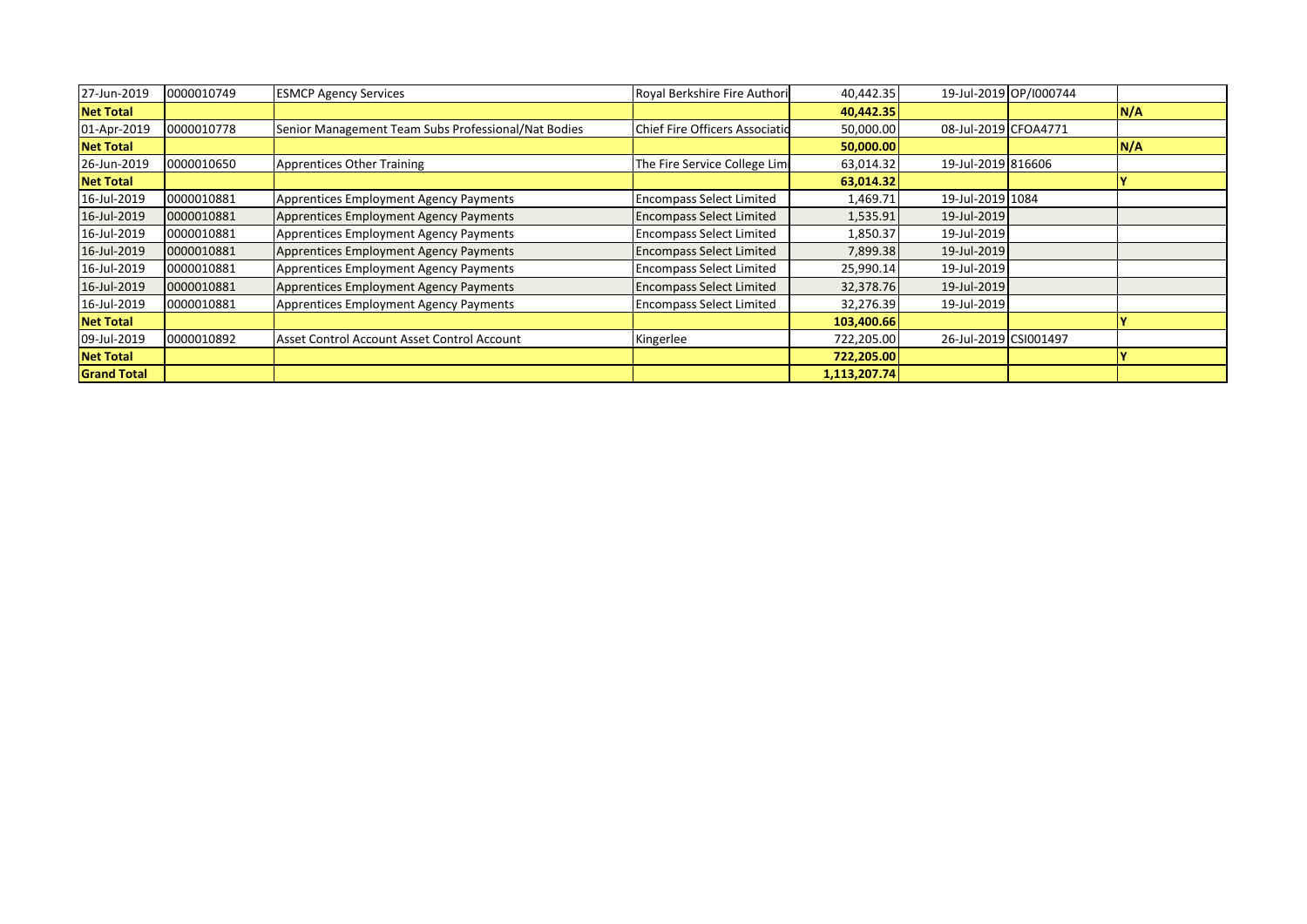| | | | | | | | |
|---|---|---|---|---|---|---|---|
| 27-Jun-2019 | 0000010749 | ESMCP Agency Services | Royal Berkshire Fire Authori | 40,442.35 | 19-Jul-2019 | OP/I000744 | |
| **Net Total** | | | | **40,442.35** | | | **N/A** |
| 01-Apr-2019 | 0000010778 | Senior Management Team Subs Professional/Nat Bodies | Chief Fire Officers Associatio | 50,000.00 | 08-Jul-2019 | CFOA4771 | |
| **Net Total** | | | | **50,000.00** | | | **N/A** |
| 26-Jun-2019 | 0000010650 | Apprentices Other Training | The Fire Service College Lim | 63,014.32 | 19-Jul-2019 | 816606 | |
| **Net Total** | | | | **63,014.32** | | | **Y** |
| 16-Jul-2019 | 0000010881 | Apprentices Employment Agency Payments | Encompass Select Limited | 1,469.71 | 19-Jul-2019 | 1084 | |
| 16-Jul-2019 | 0000010881 | Apprentices Employment Agency Payments | Encompass Select Limited | 1,535.91 | 19-Jul-2019 | | |
| 16-Jul-2019 | 0000010881 | Apprentices Employment Agency Payments | Encompass Select Limited | 1,850.37 | 19-Jul-2019 | | |
| 16-Jul-2019 | 0000010881 | Apprentices Employment Agency Payments | Encompass Select Limited | 7,899.38 | 19-Jul-2019 | | |
| 16-Jul-2019 | 0000010881 | Apprentices Employment Agency Payments | Encompass Select Limited | 25,990.14 | 19-Jul-2019 | | |
| 16-Jul-2019 | 0000010881 | Apprentices Employment Agency Payments | Encompass Select Limited | 32,378.76 | 19-Jul-2019 | | |
| 16-Jul-2019 | 0000010881 | Apprentices Employment Agency Payments | Encompass Select Limited | 32,276.39 | 19-Jul-2019 | | |
| **Net Total** | | | | **103,400.66** | | | **Y** |
| 09-Jul-2019 | 0000010892 | Asset Control Account Asset Control Account | Kingerlee | 722,205.00 | 26-Jul-2019 | CSI001497 | |
| **Net Total** | | | | **722,205.00** | | | **Y** |
| **Grand Total** | | | | **1,113,207.74** | | | |